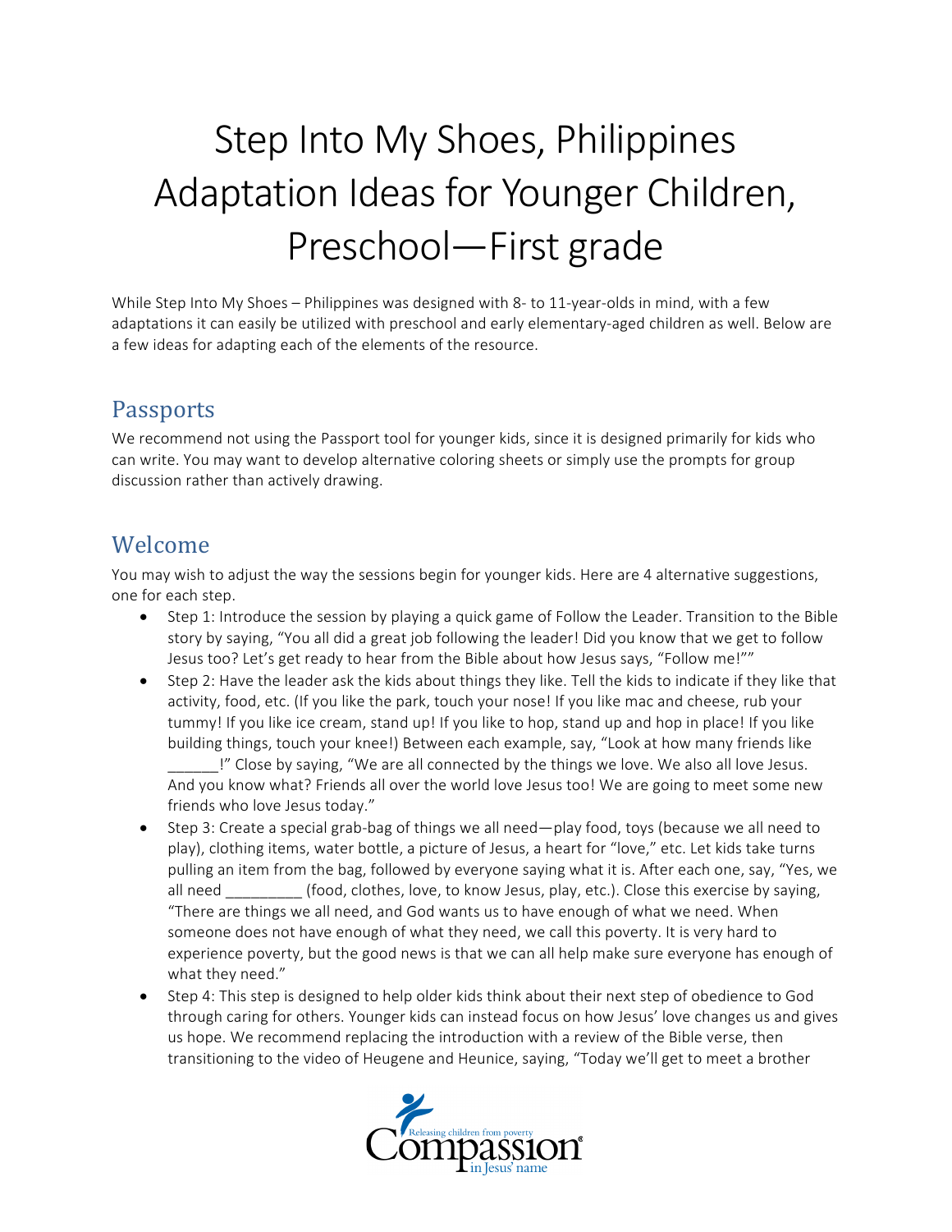# Step Into My Shoes, Philippines Adaptation Ideas for Younger Children, Preschool—First grade

While Step Into My Shoes – Philippines was designed with 8- to 11-year-olds in mind, with a few adaptations it can easily be utilized with preschool and early elementary-aged children as well. Below are a few ideas for adapting each of the elements of the resource.

## Passports

We recommend not using the Passport tool for younger kids, since it is designed primarily for kids who can write. You may want to develop alternative coloring sheets or simply use the prompts for group discussion rather than actively drawing.

## Welcome

You may wish to adjust the way the sessions begin for younger kids. Here are 4 alternative suggestions, one for each step.

- Step 1: Introduce the session by playing a quick game of Follow the Leader. Transition to the Bible story by saying, "You all did a great job following the leader! Did you know that we get to follow Jesus too? Let's get ready to hear from the Bible about how Jesus says, "Follow me!""
- Step 2: Have the leader ask the kids about things they like. Tell the kids to indicate if they like that activity, food, etc. (If you like the park, touch your nose! If you like mac and cheese, rub your tummy! If you like ice cream, stand up! If you like to hop, stand up and hop in place! If you like building things, touch your knee!) Between each example, say, "Look at how many friends like ______!" Close by saying, "We are all connected by the things we love. We also all love Jesus. And you know what? Friends all over the world love Jesus too! We are going to meet some new friends who love Jesus today."
- Step 3: Create a special grab-bag of things we all need—play food, toys (because we all need to play), clothing items, water bottle, a picture of Jesus, a heart for "love," etc. Let kids take turns pulling an item from the bag, followed by everyone saying what it is. After each one, say, "Yes, we all need _________ (food, clothes, love, to know Jesus, play, etc.). Close this exercise by saying, "There are things we all need, and God wants us to have enough of what we need. When someone does not have enough of what they need, we call this poverty. It is very hard to experience poverty, but the good news is that we can all help make sure everyone has enough of what they need."
- Step 4: This step is designed to help older kids think about their next step of obedience to God through caring for others. Younger kids can instead focus on how Jesus' love changes us and gives us hope. We recommend replacing the introduction with a review of the Bible verse, then transitioning to the video of Heugene and Heunice, saying, "Today we'll get to meet a brother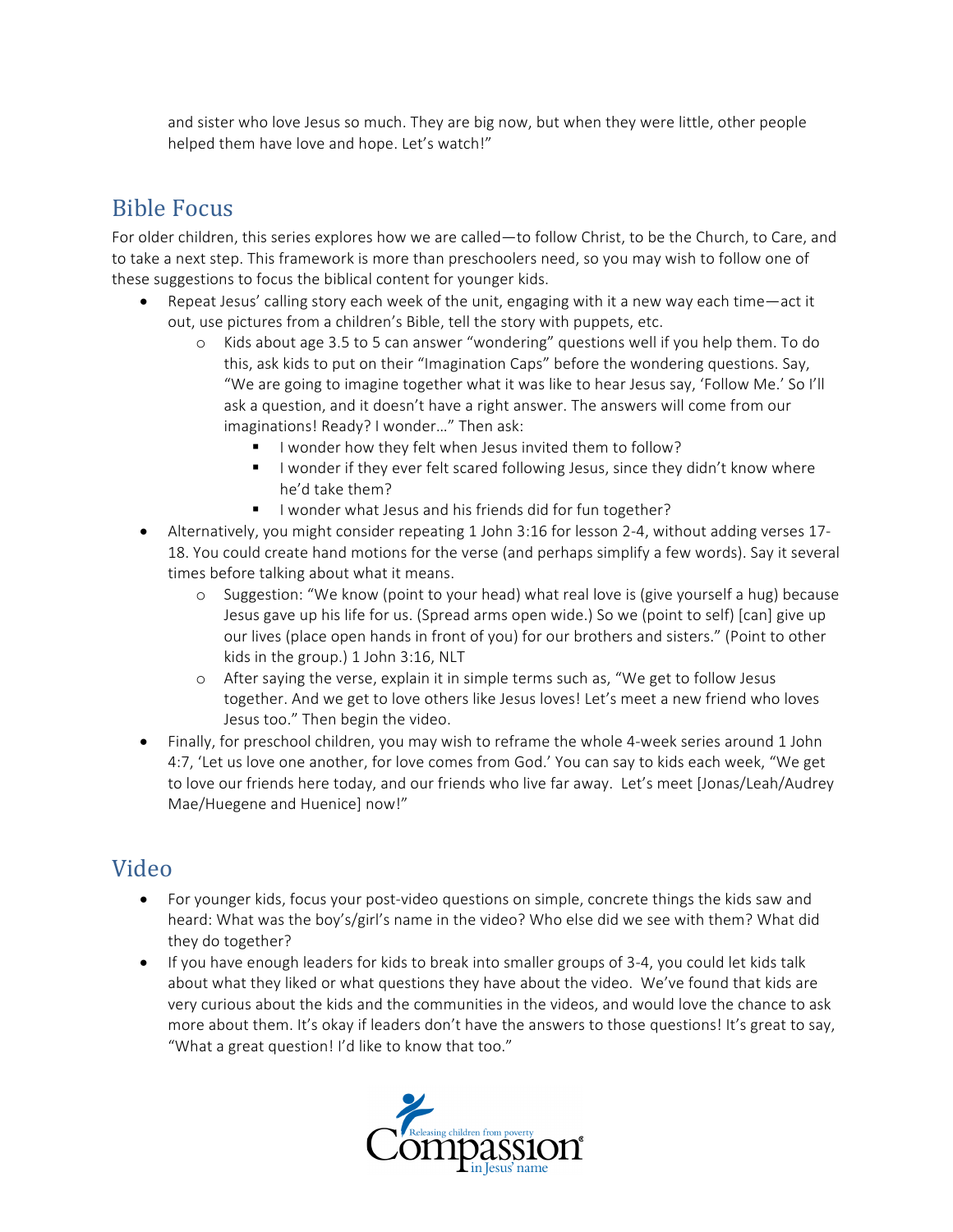and sister who love Jesus so much. They are big now, but when they were little, other people helped them have love and hope. Let's watch!"

## Bible Focus

For older children, this series explores how we are called—to follow Christ, to be the Church, to Care, and to take a next step. This framework is more than preschoolers need, so you may wish to follow one of these suggestions to focus the biblical content for younger kids.

- Repeat Jesus' calling story each week of the unit, engaging with it a new way each time—act it out, use pictures from a children's Bible, tell the story with puppets, etc.
  - Kids about age 3.5 to 5 can answer "wondering" questions well if you help them. To do this, ask kids to put on their "Imagination Caps" before the wondering questions. Say, "We are going to imagine together what it was like to hear Jesus say, 'Follow Me.' So I'll ask a question, and it doesn't have a right answer. The answers will come from our imaginations! Ready? I wonder…" Then ask:
    - I wonder how they felt when Jesus invited them to follow?
    - I wonder if they ever felt scared following Jesus, since they didn't know where he'd take them?
    - I wonder what Jesus and his friends did for fun together?
- Alternatively, you might consider repeating 1 John 3:16 for lesson 2-4, without adding verses 17-18. You could create hand motions for the verse (and perhaps simplify a few words). Say it several times before talking about what it means.
  - Suggestion: "We know (point to your head) what real love is (give yourself a hug) because Jesus gave up his life for us. (Spread arms open wide.) So we (point to self) [can] give up our lives (place open hands in front of you) for our brothers and sisters." (Point to other kids in the group.) 1 John 3:16, NLT
  - After saying the verse, explain it in simple terms such as, "We get to follow Jesus together. And we get to love others like Jesus loves! Let's meet a new friend who loves Jesus too." Then begin the video.
- Finally, for preschool children, you may wish to reframe the whole 4-week series around 1 John 4:7, 'Let us love one another, for love comes from God.' You can say to kids each week, "We get to love our friends here today, and our friends who live far away. Let's meet [Jonas/Leah/Audrey Mae/Huegene and Huenice] now!"

## Video

- For younger kids, focus your post-video questions on simple, concrete things the kids saw and heard: What was the boy's/girl's name in the video? Who else did we see with them? What did they do together?
- If you have enough leaders for kids to break into smaller groups of 3-4, you could let kids talk about what they liked or what questions they have about the video. We've found that kids are very curious about the kids and the communities in the videos, and would love the chance to ask more about them. It's okay if leaders don't have the answers to those questions! It's great to say, "What a great question! I'd like to know that too."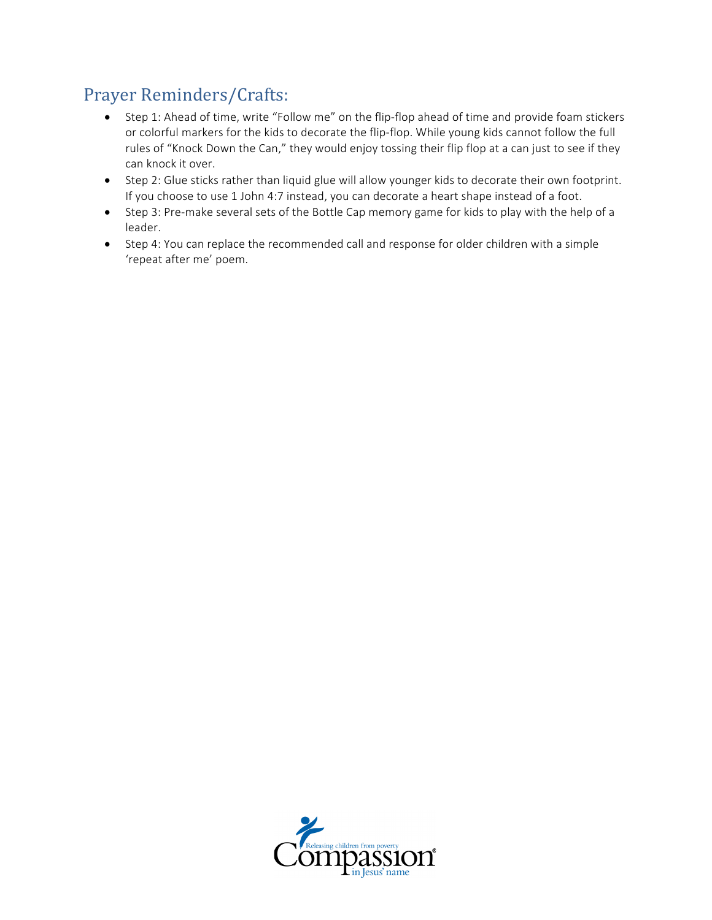## Prayer Reminders/Crafts:

- Step 1: Ahead of time, write “Follow me” on the flip-flop ahead of time and provide foam stickers or colorful markers for the kids to decorate the flip-flop. While young kids cannot follow the full rules of “Knock Down the Can,” they would enjoy tossing their flip flop at a can just to see if they can knock it over.
- Step 2: Glue sticks rather than liquid glue will allow younger kids to decorate their own footprint. If you choose to use 1 John 4:7 instead, you can decorate a heart shape instead of a foot.
- Step 3: Pre-make several sets of the Bottle Cap memory game for kids to play with the help of a leader.
- Step 4: You can replace the recommended call and response for older children with a simple ‘repeat after me’ poem.